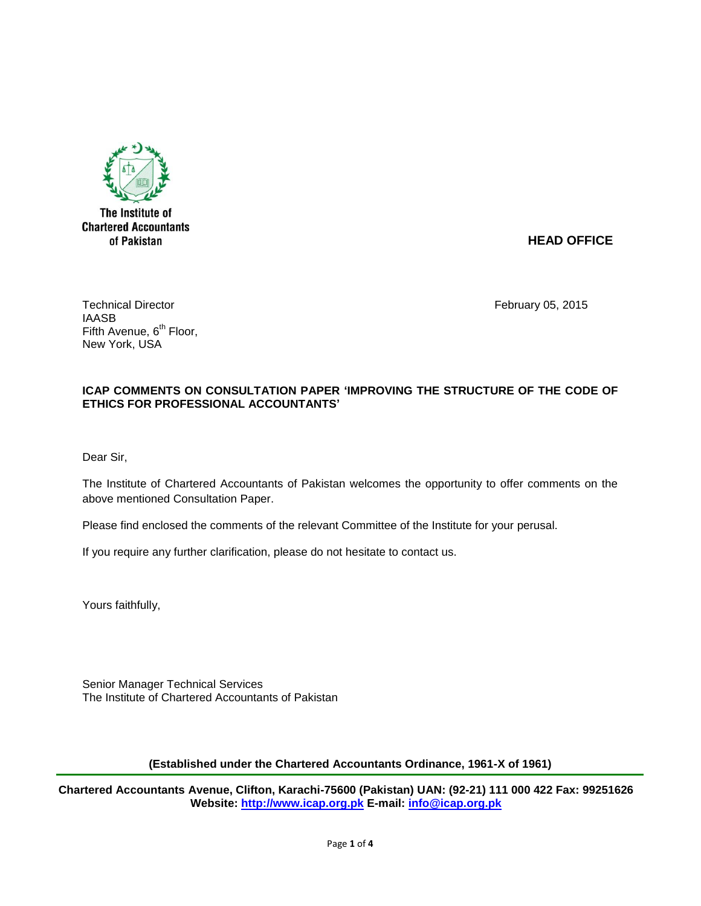The Institute of Chartered Accountants of Pakistan

**HEAD OFFICE**

Technical Director
IAASB
Fifth Avenue, 6th Floor,
New York, USA

February 05, 2015

**ICAP COMMENTS ON CONSULTATION PAPER 'IMPROVING THE STRUCTURE OF THE CODE OF ETHICS FOR PROFESSIONAL ACCOUNTANTS'**

Dear Sir,

The Institute of Chartered Accountants of Pakistan welcomes the opportunity to offer comments on the above mentioned Consultation Paper.

Please find enclosed the comments of the relevant Committee of the Institute for your perusal.

If you require any further clarification, please do not hesitate to contact us.

Yours faithfully,

Senior Manager Technical Services
The Institute of Chartered Accountants of Pakistan

**(Established under the Chartered Accountants Ordinance, 1961-X of 1961)**

**Chartered Accountants Avenue, Clifton, Karachi-75600 (Pakistan) UAN: (92-21) 111 000 422 Fax: 99251626**
**Website: http://www.icap.org.pk E-mail: info@icap.org.pk**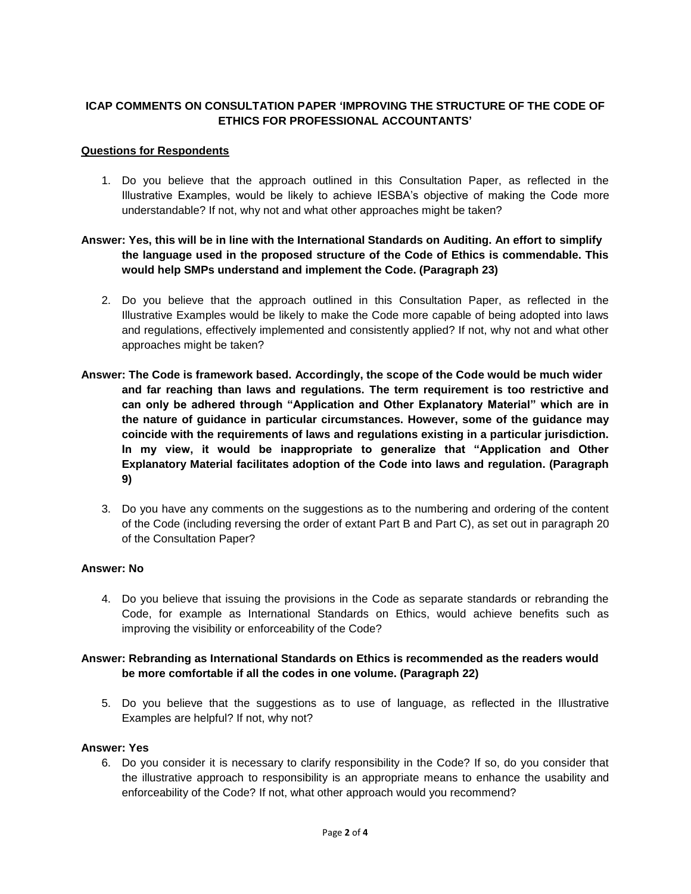**ICAP COMMENTS ON CONSULTATION PAPER 'IMPROVING THE STRUCTURE OF THE CODE OF ETHICS FOR PROFESSIONAL ACCOUNTANTS'**

**Questions for Respondents**

1. Do you believe that the approach outlined in this Consultation Paper, as reflected in the Illustrative Examples, would be likely to achieve IESBA's objective of making the Code more understandable? If not, why not and what other approaches might be taken?

**Answer: Yes, this will be in line with the International Standards on Auditing. An effort to simplify the language used in the proposed structure of the Code of Ethics is commendable. This would help SMPs understand and implement the Code. (Paragraph 23)**

2. Do you believe that the approach outlined in this Consultation Paper, as reflected in the Illustrative Examples would be likely to make the Code more capable of being adopted into laws and regulations, effectively implemented and consistently applied? If not, why not and what other approaches might be taken?

**Answer: The Code is framework based. Accordingly, the scope of the Code would be much wider and far reaching than laws and regulations. The term requirement is too restrictive and can only be adhered through "Application and Other Explanatory Material" which are in the nature of guidance in particular circumstances. However, some of the guidance may coincide with the requirements of laws and regulations existing in a particular jurisdiction. In my view, it would be inappropriate to generalize that "Application and Other Explanatory Material facilitates adoption of the Code into laws and regulation. (Paragraph 9)**

3. Do you have any comments on the suggestions as to the numbering and ordering of the content of the Code (including reversing the order of extant Part B and Part C), as set out in paragraph 20 of the Consultation Paper?

**Answer: No**

4. Do you believe that issuing the provisions in the Code as separate standards or rebranding the Code, for example as International Standards on Ethics, would achieve benefits such as improving the visibility or enforceability of the Code?

**Answer: Rebranding as International Standards on Ethics is recommended as the readers would be more comfortable if all the codes in one volume. (Paragraph 22)**

5. Do you believe that the suggestions as to use of language, as reflected in the Illustrative Examples are helpful? If not, why not?

**Answer: Yes**

6. Do you consider it is necessary to clarify responsibility in the Code? If so, do you consider that the illustrative approach to responsibility is an appropriate means to enhance the usability and enforceability of the Code? If not, what other approach would you recommend?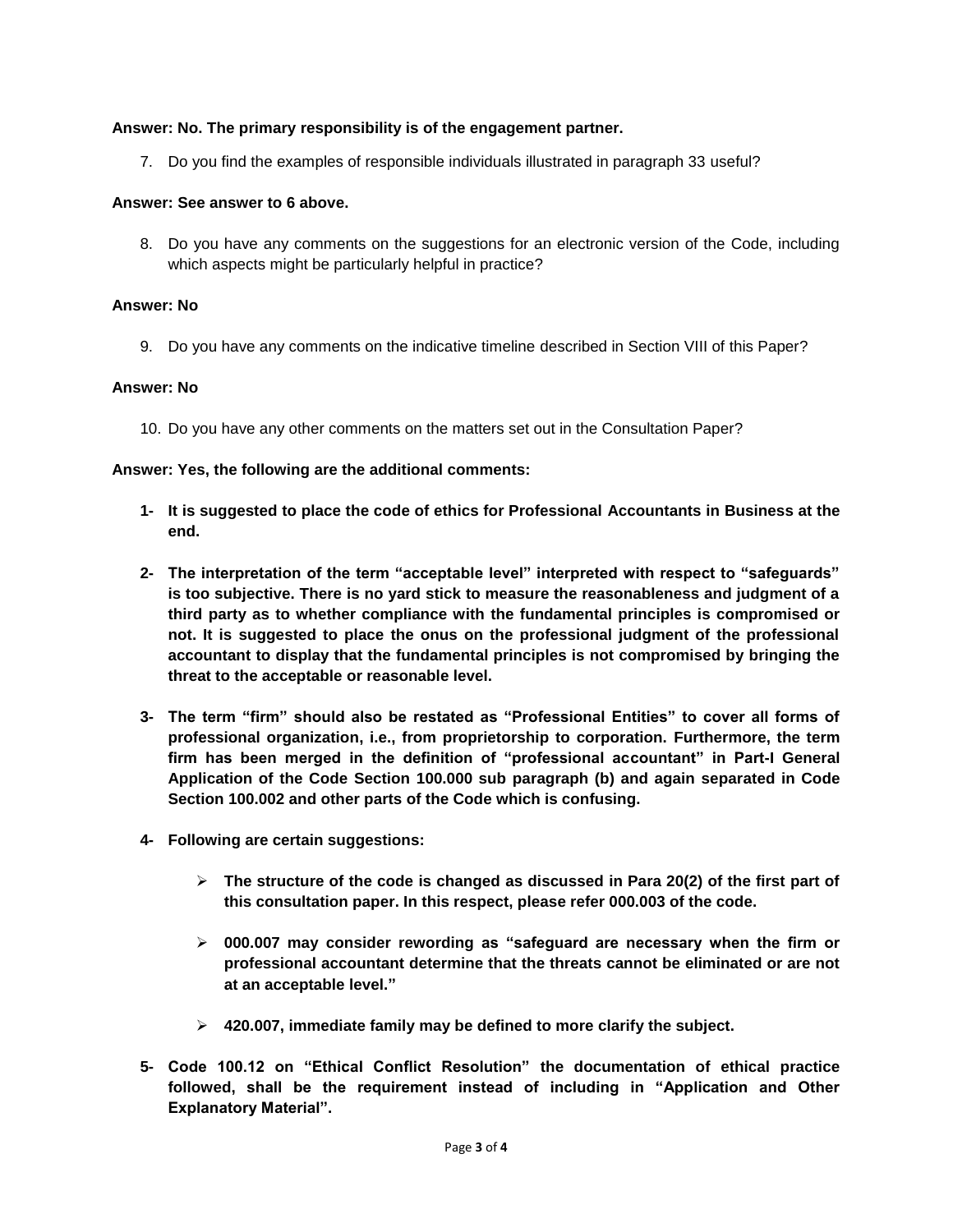**Answer: No. The primary responsibility is of the engagement partner.**

7. Do you find the examples of responsible individuals illustrated in paragraph 33 useful?

**Answer: See answer to 6 above.**

8. Do you have any comments on the suggestions for an electronic version of the Code, including which aspects might be particularly helpful in practice?

**Answer: No**

9. Do you have any comments on the indicative timeline described in Section VIII of this Paper?

**Answer: No**

10. Do you have any other comments on the matters set out in the Consultation Paper?

**Answer: Yes, the following are the additional comments:**

**1- It is suggested to place the code of ethics for Professional Accountants in Business at the end.**

**2- The interpretation of the term "acceptable level" interpreted with respect to "safeguards" is too subjective. There is no yard stick to measure the reasonableness and judgment of a third party as to whether compliance with the fundamental principles is compromised or not. It is suggested to place the onus on the professional judgment of the professional accountant to display that the fundamental principles is not compromised by bringing the threat to the acceptable or reasonable level.**

**3- The term "firm" should also be restated as "Professional Entities" to cover all forms of professional organization, i.e., from proprietorship to corporation. Furthermore, the term firm has been merged in the definition of "professional accountant" in Part-I General Application of the Code Section 100.000 sub paragraph (b) and again separated in Code Section 100.002 and other parts of the Code which is confusing.**

**4- Following are certain suggestions:**

- **The structure of the code is changed as discussed in Para 20(2) of the first part of this consultation paper. In this respect, please refer 000.003 of the code.**
- **000.007 may consider rewording as "safeguard are necessary when the firm or professional accountant determine that the threats cannot be eliminated or are not at an acceptable level."**
- **420.007, immediate family may be defined to more clarify the subject.**

**5- Code 100.12 on "Ethical Conflict Resolution" the documentation of ethical practice followed, shall be the requirement instead of including in "Application and Other Explanatory Material".**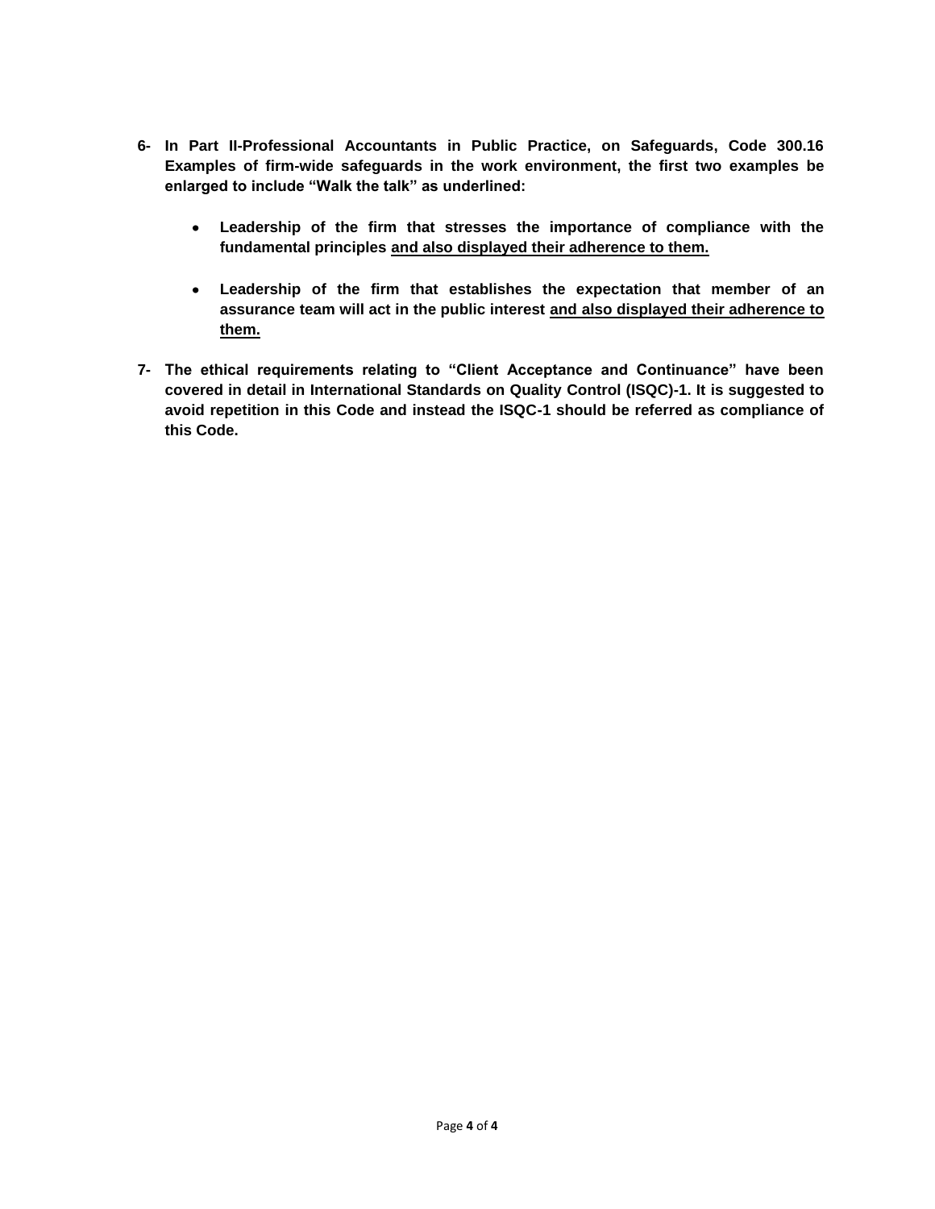6- **In Part II-Professional Accountants in Public Practice, on Safeguards, Code 300.16 Examples of firm-wide safeguards in the work environment, the first two examples be enlarged to include "Walk the talk" as underlined:**

   - **Leadership of the firm that stresses the importance of compliance with the fundamental principles <u>and also displayed their adherence to them.</u>**

   - **Leadership of the firm that establishes the expectation that member of an assurance team will act in the public interest <u>and also displayed their adherence to them.</u>**

7- **The ethical requirements relating to "Client Acceptance and Continuance" have been covered in detail in International Standards on Quality Control (ISQC)-1. It is suggested to avoid repetition in this Code and instead the ISQC-1 should be referred as compliance of this Code.**